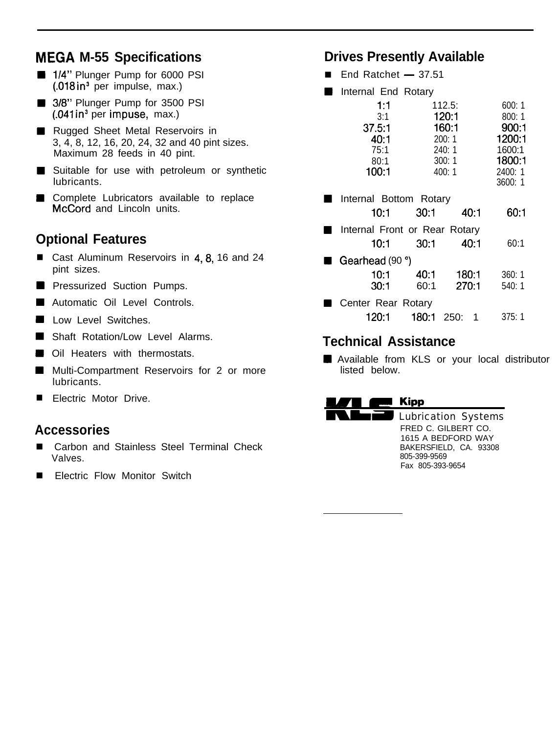## MEGA M-55 Specifications

- 1/4" Plunger Pump for 6000 PSI (.018 in³ per impulse, max.)
- 3/8" Plunger Pump for 3500 PSI (.041 in³ per impuse, max.)
- Rugged Sheet Metal Reservoirs in 3, 4, 8, 12, 16, 20, 24, 32 and 40 pint sizes. Maximum 28 feeds in 40 pint.
- Suitable for use with petroleum or synthetic lubricants.
- Complete Lubricators available to replace McCord and Lincoln units.

## Optional Features

- Cast Aluminum Reservoirs in 4, 8, 16 and 24 pint sizes.
- Pressurized Suction Pumps.
- Automatic Oil Level Controls.
- Low Level Switches.
- Shaft Rotation/Low Level Alarms.
- Oil Heaters with thermostats.
- Multi-Compartment Reservoirs for 2 or more lubricants.
- Electric Motor Drive.

## Accessories

- Carbon and Stainless Steel Terminal Check Valves.
- Electric Flow Monitor Switch

## Drives Presently Available

- End Ratchet — 37.51
- Internal End Rotary

| | | |
|---|---|---|
| 1:1 | 112.5: | 600: 1 |
| 3:1 | 120:1 | 800: 1 |
| 37.5:1 | 160:1 | 900:1 |
| 40:1 | 200: 1 | 1200:1 |
| 75:1 | 240: 1 | 1600:1 |
| 80:1 | 300: 1 | 1800:1 |
| 100:1 | 400: 1 | 2400: 1 |
| | | 3600: 1 |

- Internal Bottom Rotary

| | | | |
|---|---|---|---|
| 10:1 | 30:1 | 40:1 | 60:1 |

- Internal Front or Rear Rotary

| | | | |
|---|---|---|---|
| 10:1 | 30:1 | 40:1 | 60:1 |

- Gearhead (90 °)

| | | | |
|---|---|---|---|
| 10:1 | 40:1 | 180:1 | 360: 1 |
| 30:1 | 60:1 | 270:1 | 540: 1 |

- Center Rear Rotary

| | | | |
|---|---|---|---|
| 120:1 | 180:1 | 250: 1 | 375: 1 |

## Technical Assistance

- Available from KLS or your local distributor listed below.

**KLS** Kipp Lubrication Systems

FRED C. GILBERT CO.
1615 A BEDFORD WAY
BAKERSFIELD, CA. 93308
805-399-9569
Fax 805-393-9654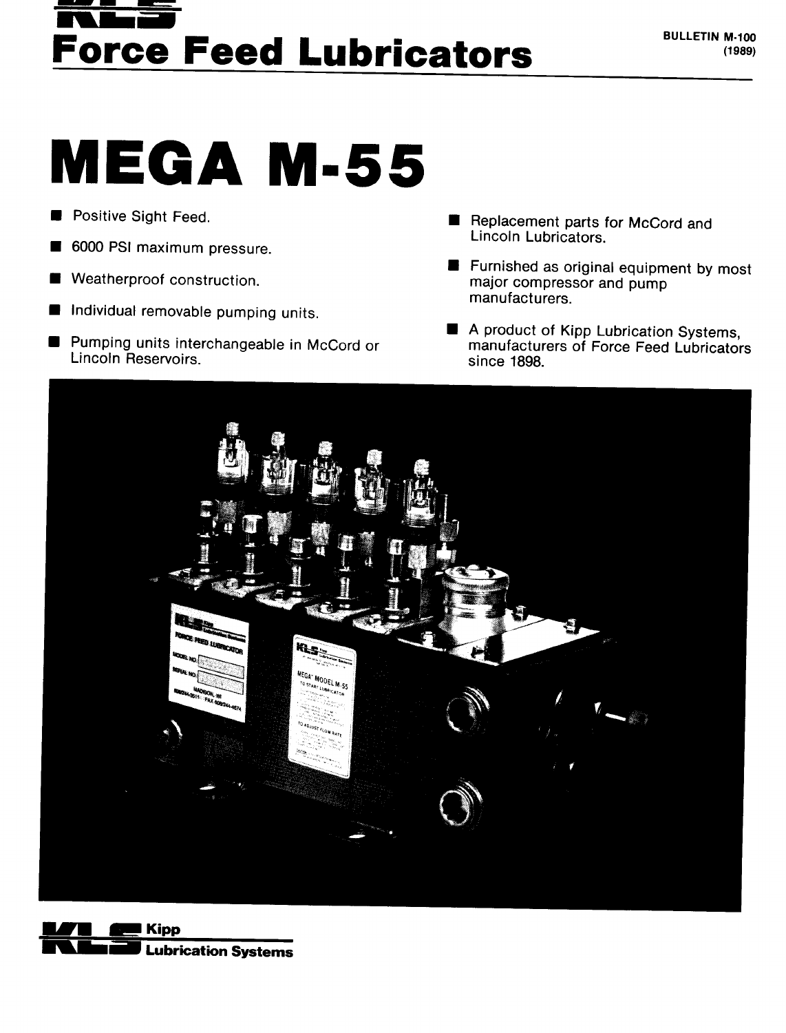# Force Feed Lubricators

BULLETIN M-100
(1989)

# MEGA M-55

- Positive Sight Feed.
- 6000 PSI maximum pressure.
- Weatherproof construction.
- Individual removable pumping units.
- Pumping units interchangeable in McCord or Lincoln Reservoirs.
- Replacement parts for McCord and Lincoln Lubricators.
- Furnished as original equipment by most major compressor and pump manufacturers.
- A product of Kipp Lubrication Systems, manufacturers of Force Feed Lubricators since 1898.

KLS Kipp Lubrication Systems